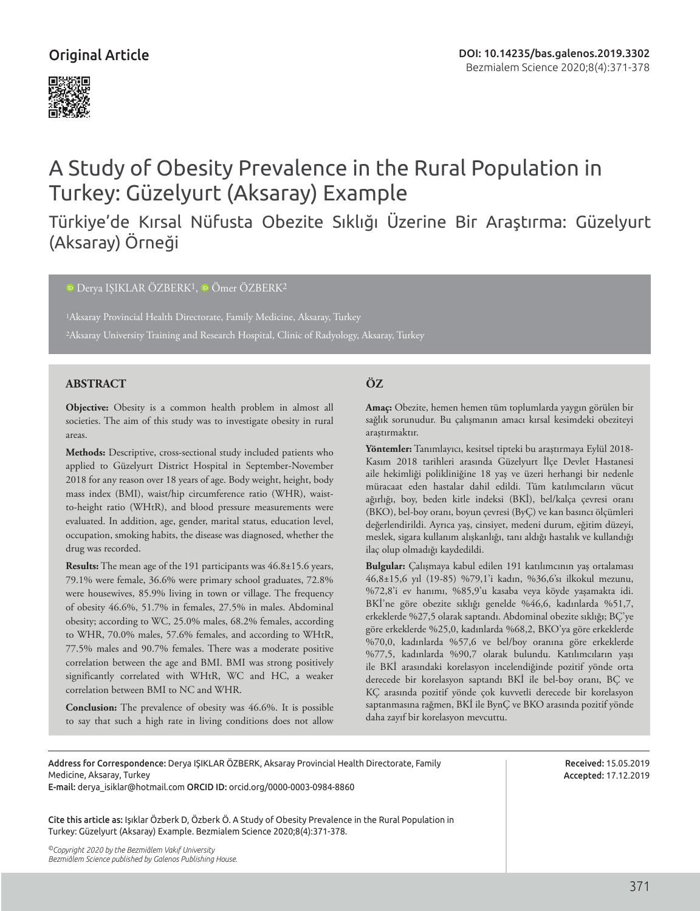Original Article

DOI: 10.14235/bas.galenos.2019.3302

# A Study of Obesity Prevalence in the Rural Population in Turkey: Güzelyurt (Aksaray) Example

## Türkiye'de Kırsal Nüfusta Obezite Sıklığı Üzerine Bir Araştırma: Güzelyurt (Aksaray) Örneği

Derya IŞIKLAR ÖZBERK[1], Ömer ÖZBERK[2]

[1]Aksaray Provincial Health Directorate, Family Medicine, Aksaray, Turkey

[2]Aksaray University Training and Research Hospital, Clinic of Radyology, Aksaray, Turkey

### ABSTRACT

**Objective:** Obesity is a common health problem in almost all societies. The aim of this study was to investigate obesity in rural areas.

**Methods:** Descriptive, cross-sectional study included patients who applied to Güzelyurt District Hospital in September-November 2018 for any reason over 18 years of age. Body weight, height, body mass index (BMI), waist/hip circumference ratio (WHR), waist-to-height ratio (WHtR), and blood pressure measurements were evaluated. In addition, age, gender, marital status, education level, occupation, smoking habits, the disease was diagnosed, whether the drug was recorded.

**Results:** The mean age of the 191 participants was 46.8±15.6 years, 79.1% were female, 36.6% were primary school graduates, 72.8% were housewives, 85.9% living in town or village. The frequency of obesity 46.6%, 51.7% in females, 27.5% in males. Abdominal obesity; according to WC, 25.0% males, 68.2% females, according to WHR, 70.0% males, 57.6% females, and according to WHtR, 77.5% males and 90.7% females. There was a moderate positive correlation between the age and BMI. BMI was strong positively significantly correlated with WHtR, WC and HC, a weaker correlation between BMI to NC and WHR.

**Conclusion:** The prevalence of obesity was 46.6%. It is possible to say that such a high rate in living conditions does not allow

### ÖZ

**Amaç:** Obezite, hemen hemen tüm toplumlarda yaygın görülen bir sağlık sorunudur. Bu çalışmanın amacı kırsal kesimdeki obeziteyi araştırmaktır.

**Yöntemler:** Tanımlayıcı, kesitsel tipteki bu araştırmaya Eylül 2018-Kasım 2018 tarihleri arasında Güzelyurt İlçe Devlet Hastanesi aile hekimliği polikliniğine 18 yaş ve üzeri herhangi bir nedenle müracaat eden hastalar dahil edildi. Tüm katılımcıların vücut ağırlığı, boy, beden kitle indeksi (BKİ), bel/kalça çevresi oranı (BKO), bel-boy oranı, boyun çevresi (ByÇ) ve kan basıncı ölçümleri değerlendirildi. Ayrıca yaş, cinsiyet, medeni durum, eğitim düzeyi, meslek, sigara kullanım alışkanlığı, tanı aldığı hastalık ve kullandığı ilaç olup olmadığı kaydedildi.

**Bulgular:** Çalışmaya kabul edilen 191 katılımcının yaş ortalaması 46,8±15,6 yıl (19-85) %79,1'i kadın, %36,6'sı ilkokul mezunu, %72,8'i ev hanımı, %85,9'u kasaba veya köyde yaşamakta idi. BKİ'ne göre obezite sıklığı genelde %46,6, kadınlarda %51,7, erkeklerde %27,5 olarak saptandı. Abdominal obezite sıklığı; BÇ'ye göre erkeklerde %25,0, kadınlarda %68,2, BKO'ya göre erkeklerde %70,0, kadınlarda %57,6 ve bel/boy oranına göre erkeklerde %77,5, kadınlarda %90,7 olarak bulundu. Katılımcıların yaşı ile BKİ arasındaki korelasyon incelendiğinde pozitif yönde orta derecede bir korelasyon saptandı BKİ ile bel-boy oranı, BÇ ve KÇ arasında pozitif yönde çok kuvvetli derecede bir korelasyon saptanmasına rağmen, BKİ ile BynÇ ve BKO arasında pozitif yönde daha zayıf bir korelasyon mevcuttu.

---

**Address for Correspondence:** Derya IŞIKLAR ÖZBERK, Aksaray Provincial Health Directorate, Family Medicine, Aksaray, Turkey
**E-mail:** derya_isiklar@hotmail.com **ORCID ID:** orcid.org/0000-0003-0984-8860

**Received:** 15.05.2019
**Accepted:** 17.12.2019

**Cite this article as:** Işıklar Özberk D, Özberk Ö. A Study of Obesity Prevalence in the Rural Population in Turkey: Güzelyurt (Aksaray) Example. Bezmialem Science 2020;8(4):371-378.

*©Copyright 2020 by the Bezmiâlem Vakıf University*
*Bezmiâlem Science published by Galenos Publishing House.*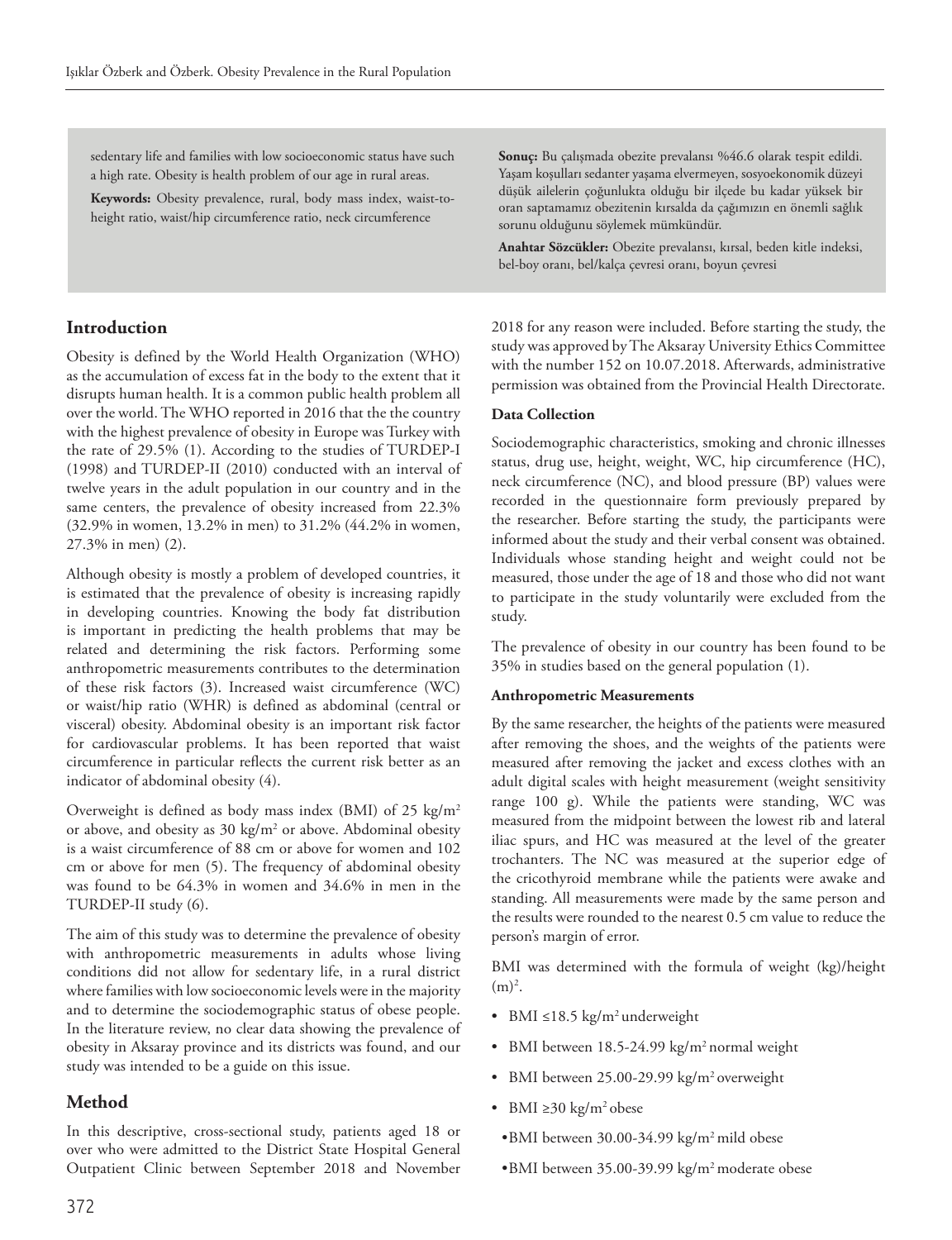sedentary life and families with low socioeconomic status have such a high rate. Obesity is health problem of our age in rural areas.

**Keywords:** Obesity prevalence, rural, body mass index, waist-to-height ratio, waist/hip circumference ratio, neck circumference

**Sonuç:** Bu çalışmada obezite prevalansı %46.6 olarak tespit edildi. Yaşam koşulları sedanter yaşama elvermeyen, sosyoekonomik düzeyi düşük ailelerin çoğunlukta olduğu bir ilçede bu kadar yüksek bir oran saptamamız obezitenin kırsalda da çağımızın en önemli sağlık sorunu olduğunu söylemek mümkündür.

**Anahtar Sözcükler:** Obezite prevalansı, kırsal, beden kitle indeksi, bel-boy oranı, bel/kalça çevresi oranı, boyun çevresi

## Introduction

Obesity is defined by the World Health Organization (WHO) as the accumulation of excess fat in the body to the extent that it disrupts human health. It is a common public health problem all over the world. The WHO reported in 2016 that the the country with the highest prevalence of obesity in Europe was Turkey with the rate of 29.5% (1). According to the studies of TURDEP-I (1998) and TURDEP-II (2010) conducted with an interval of twelve years in the adult population in our country and in the same centers, the prevalence of obesity increased from 22.3% (32.9% in women, 13.2% in men) to 31.2% (44.2% in women, 27.3% in men) (2).

Although obesity is mostly a problem of developed countries, it is estimated that the prevalence of obesity is increasing rapidly in developing countries. Knowing the body fat distribution is important in predicting the health problems that may be related and determining the risk factors. Performing some anthropometric measurements contributes to the determination of these risk factors (3). Increased waist circumference (WC) or waist/hip ratio (WHR) is defined as abdominal (central or visceral) obesity. Abdominal obesity is an important risk factor for cardiovascular problems. It has been reported that waist circumference in particular reflects the current risk better as an indicator of abdominal obesity (4).

Overweight is defined as body mass index (BMI) of 25 kg/m$^2$ or above, and obesity as 30 kg/m$^2$ or above. Abdominal obesity is a waist circumference of 88 cm or above for women and 102 cm or above for men (5). The frequency of abdominal obesity was found to be 64.3% in women and 34.6% in men in the TURDEP-II study (6).

The aim of this study was to determine the prevalence of obesity with anthropometric measurements in adults whose living conditions did not allow for sedentary life, in a rural district where families with low socioeconomic levels were in the majority and to determine the sociodemographic status of obese people. In the literature review, no clear data showing the prevalence of obesity in Aksaray province and its districts was found, and our study was intended to be a guide on this issue.

## Method

In this descriptive, cross-sectional study, patients aged 18 or over who were admitted to the District State Hospital General Outpatient Clinic between September 2018 and November 2018 for any reason were included. Before starting the study, the study was approved by The Aksaray University Ethics Committee with the number 152 on 10.07.2018. Afterwards, administrative permission was obtained from the Provincial Health Directorate.

### Data Collection

Sociodemographic characteristics, smoking and chronic illnesses status, drug use, height, weight, WC, hip circumference (HC), neck circumference (NC), and blood pressure (BP) values were recorded in the questionnaire form previously prepared by the researcher. Before starting the study, the participants were informed about the study and their verbal consent was obtained. Individuals whose standing height and weight could not be measured, those under the age of 18 and those who did not want to participate in the study voluntarily were excluded from the study.

The prevalence of obesity in our country has been found to be 35% in studies based on the general population (1).

### Anthropometric Measurements

By the same researcher, the heights of the patients were measured after removing the shoes, and the weights of the patients were measured after removing the jacket and excess clothes with an adult digital scales with height measurement (weight sensitivity range 100 g). While the patients were standing, WC was measured from the midpoint between the lowest rib and lateral iliac spurs, and HC was measured at the level of the greater trochanters. The NC was measured at the superior edge of the cricothyroid membrane while the patients were awake and standing. All measurements were made by the same person and the results were rounded to the nearest 0.5 cm value to reduce the person's margin of error.

BMI was determined with the formula of weight (kg)/height (m)$^2$.

- BMI ≤18.5 kg/m$^2$ underweight
- BMI between 18.5-24.99 kg/m$^2$ normal weight
- BMI between 25.00-29.99 kg/m$^2$ overweight
- BMI ≥30 kg/m$^2$ obese
  - BMI between 30.00-34.99 kg/m$^2$ mild obese
  - BMI between 35.00-39.99 kg/m$^2$ moderate obese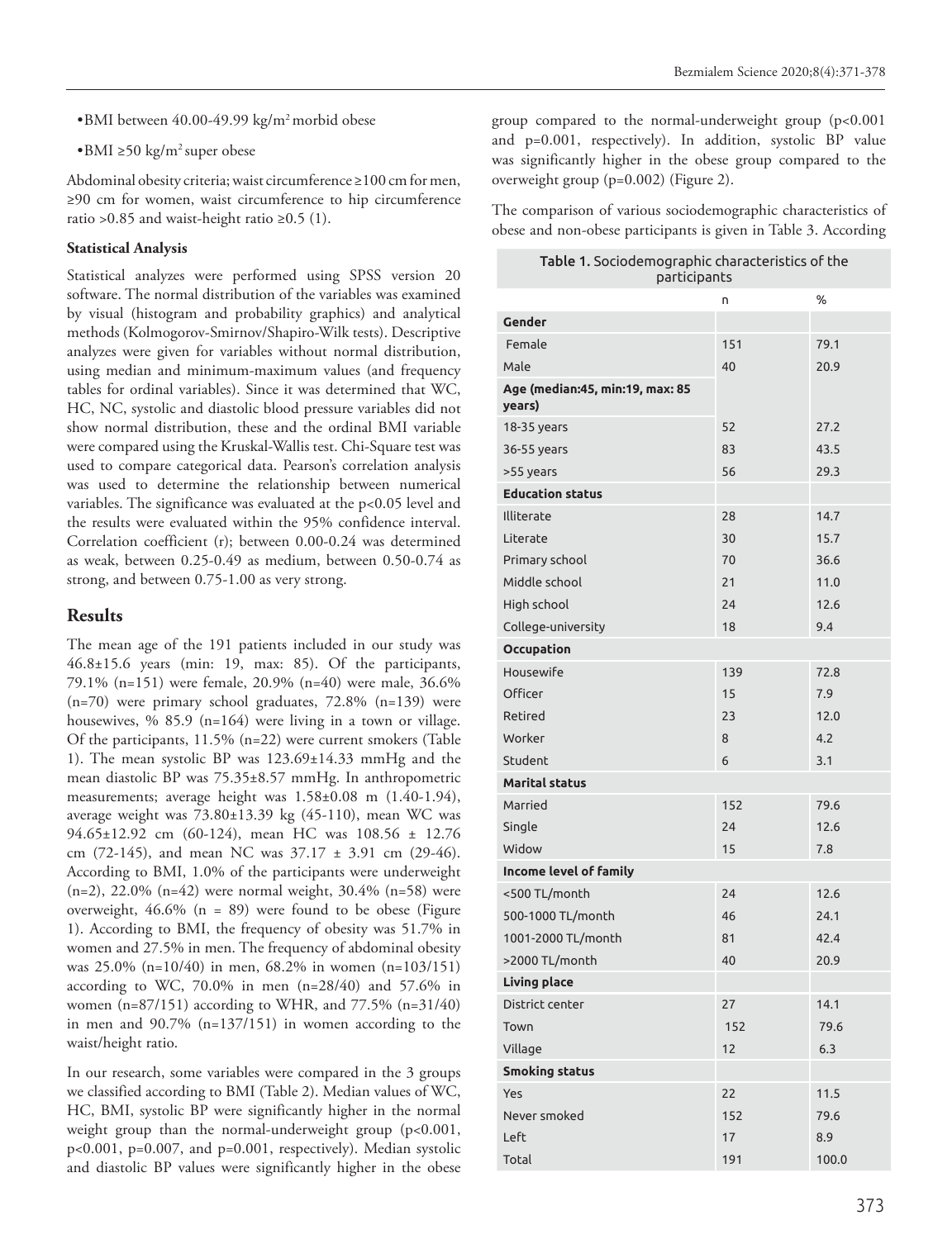- BMI between 40.00-49.99 kg/m$^2$ morbid obese
- BMI ≥50 kg/m$^2$ super obese

Abdominal obesity criteria; waist circumference ≥100 cm for men, ≥90 cm for women, waist circumference to hip circumference ratio >0.85 and waist-height ratio ≥0.5 (1).

**Statistical Analysis**

Statistical analyzes were performed using SPSS version 20 software. The normal distribution of the variables was examined by visual (histogram and probability graphics) and analytical methods (Kolmogorov-Smirnov/Shapiro-Wilk tests). Descriptive analyzes were given for variables without normal distribution, using median and minimum-maximum values (and frequency tables for ordinal variables). Since it was determined that WC, HC, NC, systolic and diastolic blood pressure variables did not show normal distribution, these and the ordinal BMI variable were compared using the Kruskal-Wallis test. Chi-Square test was used to compare categorical data. Pearson's correlation analysis was used to determine the relationship between numerical variables. The significance was evaluated at the $p<0.05$ level and the results were evaluated within the 95% confidence interval. Correlation coefficient (r); between 0.00-0.24 was determined as weak, between 0.25-0.49 as medium, between 0.50-0.74 as strong, and between 0.75-1.00 as very strong.

## Results

The mean age of the 191 patients included in our study was 46.8±15.6 years (min: 19, max: 85). Of the participants, 79.1% (n=151) were female, 20.9% (n=40) were male, 36.6% (n=70) were primary school graduates, 72.8% (n=139) were housewives, % 85.9 (n=164) were living in a town or village. Of the participants, 11.5% (n=22) were current smokers (Table 1). The mean systolic BP was 123.69±14.33 mmHg and the mean diastolic BP was 75.35±8.57 mmHg. In anthropometric measurements; average height was 1.58±0.08 m (1.40-1.94), average weight was 73.80±13.39 kg (45-110), mean WC was 94.65±12.92 cm (60-124), mean HC was 108.56 ± 12.76 cm (72-145), and mean NC was 37.17 ± 3.91 cm (29-46). According to BMI, 1.0% of the participants were underweight (n=2), 22.0% (n=42) were normal weight, 30.4% (n=58) were overweight, 46.6% (n = 89) were found to be obese (Figure 1). According to BMI, the frequency of obesity was 51.7% in women and 27.5% in men. The frequency of abdominal obesity was 25.0% (n=10/40) in men, 68.2% in women (n=103/151) according to WC, 70.0% in men (n=28/40) and 57.6% in women (n=87/151) according to WHR, and 77.5% (n=31/40) in men and 90.7% (n=137/151) in women according to the waist/height ratio.

In our research, some variables were compared in the 3 groups we classified according to BMI (Table 2). Median values of WC, HC, BMI, systolic BP were significantly higher in the normal weight group than the normal-underweight group ($p<0.001$, $p<0.001$, $p=0.007$, and $p=0.001$, respectively). Median systolic and diastolic BP values were significantly higher in the obese group compared to the normal-underweight group ($p<0.001$ and $p=0.001$, respectively). In addition, systolic BP value was significantly higher in the obese group compared to the overweight group ($p=0.002$) (Figure 2).

The comparison of various sociodemographic characteristics of obese and non-obese participants is given in Table 3. According

**Table 1.** Sociodemographic characteristics of the participants

| | n | % |
|---|---|---|
| **Gender** | | |
| Female | 151 | 79.1 |
| Male | 40 | 20.9 |
| **Age (median:45, min:19, max: 85 years)** | | |
| 18-35 years | 52 | 27.2 |
| 36-55 years | 83 | 43.5 |
| >55 years | 56 | 29.3 |
| **Education status** | | |
| Illiterate | 28 | 14.7 |
| Literate | 30 | 15.7 |
| Primary school | 70 | 36.6 |
| Middle school | 21 | 11.0 |
| High school | 24 | 12.6 |
| College-university | 18 | 9.4 |
| **Occupation** | | |
| Housewife | 139 | 72.8 |
| Officer | 15 | 7.9 |
| Retired | 23 | 12.0 |
| Worker | 8 | 4.2 |
| Student | 6 | 3.1 |
| **Marital status** | | |
| Married | 152 | 79.6 |
| Single | 24 | 12.6 |
| Widow | 15 | 7.8 |
| **Income level of family** | | |
| <500 TL/month | 24 | 12.6 |
| 500-1000 TL/month | 46 | 24.1 |
| 1001-2000 TL/month | 81 | 42.4 |
| >2000 TL/month | 40 | 20.9 |
| **Living place** | | |
| District center | 27 | 14.1 |
| Town | 152 | 79.6 |
| Village | 12 | 6.3 |
| **Smoking status** | | |
| Yes | 22 | 11.5 |
| Never smoked | 152 | 79.6 |
| Left | 17 | 8.9 |
| Total | 191 | 100.0 |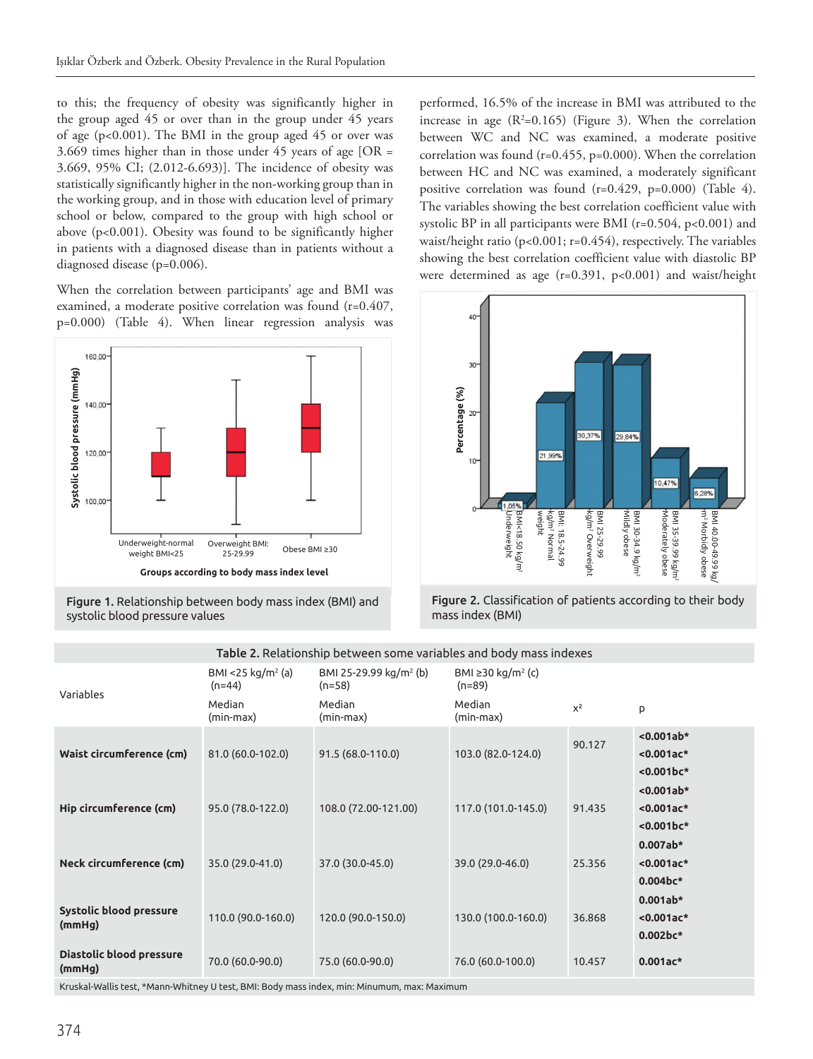to this; the frequency of obesity was significantly higher in the group aged 45 or over than in the group under 45 years of age (p<0.001). The BMI in the group aged 45 or over was 3.669 times higher than in those under 45 years of age [OR = 3.669, 95% CI; (2.012-6.693)]. The incidence of obesity was statistically significantly higher in the non-working group than in the working group, and in those with education level of primary school or below, compared to the group with high school or above (p<0.001). Obesity was found to be significantly higher in patients with a diagnosed disease than in patients without a diagnosed disease (p=0.006).

When the correlation between participants' age and BMI was examined, a moderate positive correlation was found (r=0.407, p=0.000) (Table 4). When linear regression analysis was performed, 16.5% of the increase in BMI was attributed to the increase in age ($R^2$=0.165) (Figure 3). When the correlation between WC and NC was examined, a moderate positive correlation was found (r=0.455, p=0.000). When the correlation between HC and NC was examined, a moderately significant positive correlation was found (r=0.429, p=0.000) (Table 4). The variables showing the best correlation coefficient value with systolic BP in all participants were BMI (r=0.504, p<0.001) and waist/height ratio (p<0.001; r=0.454), respectively. The variables showing the best correlation coefficient value with diastolic BP were determined as age (r=0.391, p<0.001) and waist/height

Systolic blood pressure (mmHg)
160,00
140,00
120,00
100,00
Underweight-normal weight BMI<25
Overweight BMI: 25-29.99
Obese BMI ≥30
Groups according to body mass index level

**Figure 1.** Relationship between body mass index (BMI) and systolic blood pressure values

Percentage (%)
40
30
20
10
0
1,05%
21,99%
30,37%
29,84%
10,47%
6,28%
BMI<18.50 kg/m² Underweight
BMI: 18.5-24.99 kg/m² Normal weight
BMI 25-29.99 kg/m² Overweight
BMI 30-34.9 kg/m² Mildly obese
BMI 35-39.99 kg/m² Moderately obese
BMI 40.00-49.99 kg/m² Morbidly obese

**Figure 2.** Classification of patients according to their body mass index (BMI)

**Table 2.** Relationship between some variables and body mass indexes

| Variables | BMI <25 kg/m² (a) (n=44) Median (min-max) | BMI 25-29.99 kg/m² (b) (n=58) Median (min-max) | BMI ≥30 kg/m² (c) (n=89) Median (min-max) | $x^2$ | p |
|---|---|---|---|---|---|
| **Waist circumference (cm)** | 81.0 (60.0-102.0) | 91.5 (68.0-110.0) | 103.0 (82.0-124.0) | 90.127 | **<0.001ab*** **<0.001ac*** **<0.001bc*** |
| **Hip circumference (cm)** | 95.0 (78.0-122.0) | 108.0 (72.00-121.00) | 117.0 (101.0-145.0) | 91.435 | **<0.001ab*** **<0.001ac*** **<0.001bc*** |
| **Neck circumference (cm)** | 35.0 (29.0-41.0) | 37.0 (30.0-45.0) | 39.0 (29.0-46.0) | 25.356 | **0.007ab*** **<0.001ac*** **0.004bc*** |
| **Systolic blood pressure (mmHg)** | 110.0 (90.0-160.0) | 120.0 (90.0-150.0) | 130.0 (100.0-160.0) | 36.868 | **0.001ab*** **<0.001ac*** **0.002bc*** |
| **Diastolic blood pressure (mmHg)** | 70.0 (60.0-90.0) | 75.0 (60.0-90.0) | 76.0 (60.0-100.0) | 10.457 | **0.001ac*** |

Kruskal-Wallis test, *Mann-Whitney U test, BMI: Body mass index, min: Minumum, max: Maximum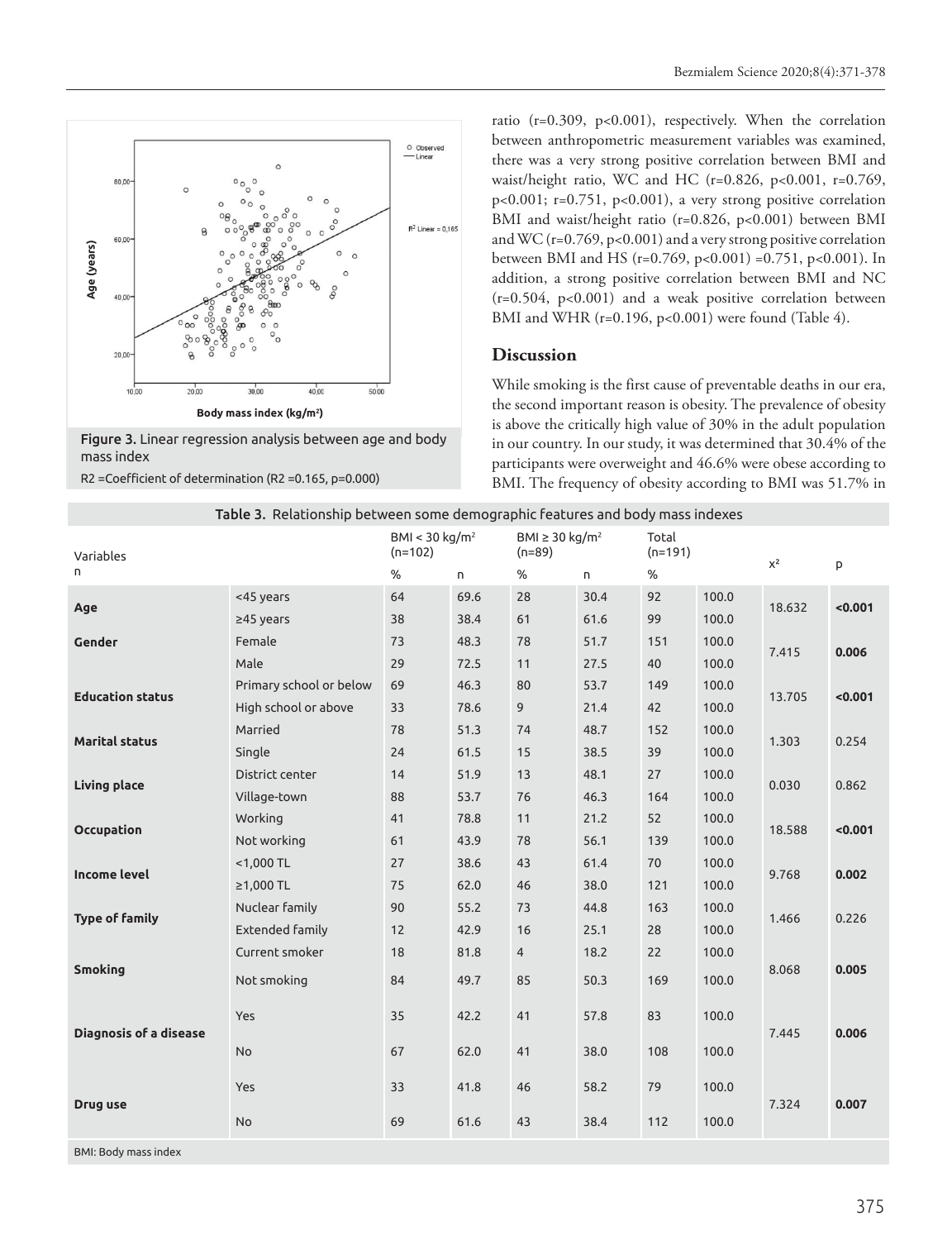80,00

60,00

40,00

20,00

10,00 20,00 30,00 40,00 50,00

Age (years)

Body mass index (kg/m²)

Observed

Linear

$R^2$ Linear = 0,165

Figure 3. Linear regression analysis between age and body mass index

R2 =Coefficient of determination (R2 =0.165, p=0.000)

ratio (r=0.309, p<0.001), respectively. When the correlation between anthropometric measurement variables was examined, there was a very strong positive correlation between BMI and waist/height ratio, WC and HC (r=0.826, p<0.001, r=0.769, p<0.001; r=0.751, p<0.001), a very strong positive correlation BMI and waist/height ratio (r=0.826, p<0.001) between BMI and WC (r=0.769, p<0.001) and a very strong positive correlation between BMI and HS (r=0.769, p<0.001) =0.751, p<0.001). In addition, a strong positive correlation between BMI and NC (r=0.504, p<0.001) and a weak positive correlation between BMI and WHR (r=0.196, p<0.001) were found (Table 4).

## Discussion

While smoking is the first cause of preventable deaths in our era, the second important reason is obesity. The prevalence of obesity is above the critically high value of 30% in the adult population in our country. In our study, it was determined that 30.4% of the participants were overweight and 46.6% were obese according to BMI. The frequency of obesity according to BMI was 51.7% in

Table 3. Relationship between some demographic features and body mass indexes

| Variables | | BMI < 30 kg/m² (n=102) | | BMI ≥ 30 kg/m² (n=89) | | Total (n=191) | | $x^2$ | p |
|---|---|---|---|---|---|---|---|---|---|
| n | | % | n | % | n | % | | | |
| **Age** | <45 years | 64 | 69.6 | 28 | 30.4 | 92 | 100.0 | 18.632 | **<0.001** |
| | ≥45 years | 38 | 38.4 | 61 | 61.6 | 99 | 100.0 | | |
| **Gender** | Female | 73 | 48.3 | 78 | 51.7 | 151 | 100.0 | 7.415 | **0.006** |
| | Male | 29 | 72.5 | 11 | 27.5 | 40 | 100.0 | | |
| **Education status** | Primary school or below | 69 | 46.3 | 80 | 53.7 | 149 | 100.0 | 13.705 | **<0.001** |
| | High school or above | 33 | 78.6 | 9 | 21.4 | 42 | 100.0 | | |
| **Marital status** | Married | 78 | 51.3 | 74 | 48.7 | 152 | 100.0 | 1.303 | 0.254 |
| | Single | 24 | 61.5 | 15 | 38.5 | 39 | 100.0 | | |
| **Living place** | District center | 14 | 51.9 | 13 | 48.1 | 27 | 100.0 | 0.030 | 0.862 |
| | Village-town | 88 | 53.7 | 76 | 46.3 | 164 | 100.0 | | |
| **Occupation** | Working | 41 | 78.8 | 11 | 21.2 | 52 | 100.0 | 18.588 | **<0.001** |
| | Not working | 61 | 43.9 | 78 | 56.1 | 139 | 100.0 | | |
| **Income level** | <1,000 TL | 27 | 38.6 | 43 | 61.4 | 70 | 100.0 | 9.768 | **0.002** |
| | ≥1,000 TL | 75 | 62.0 | 46 | 38.0 | 121 | 100.0 | | |
| **Type of family** | Nuclear family | 90 | 55.2 | 73 | 44.8 | 163 | 100.0 | 1.466 | 0.226 |
| | Extended family | 12 | 42.9 | 16 | 25.1 | 28 | 100.0 | | |
| **Smoking** | Current smoker | 18 | 81.8 | 4 | 18.2 | 22 | 100.0 | 8.068 | **0.005** |
| | Not smoking | 84 | 49.7 | 85 | 50.3 | 169 | 100.0 | | |
| **Diagnosis of a disease** | Yes | 35 | 42.2 | 41 | 57.8 | 83 | 100.0 | 7.445 | **0.006** |
| | No | 67 | 62.0 | 41 | 38.0 | 108 | 100.0 | | |
| **Drug use** | Yes | 33 | 41.8 | 46 | 58.2 | 79 | 100.0 | 7.324 | **0.007** |
| | No | 69 | 61.6 | 43 | 38.4 | 112 | 100.0 | | |

BMI: Body mass index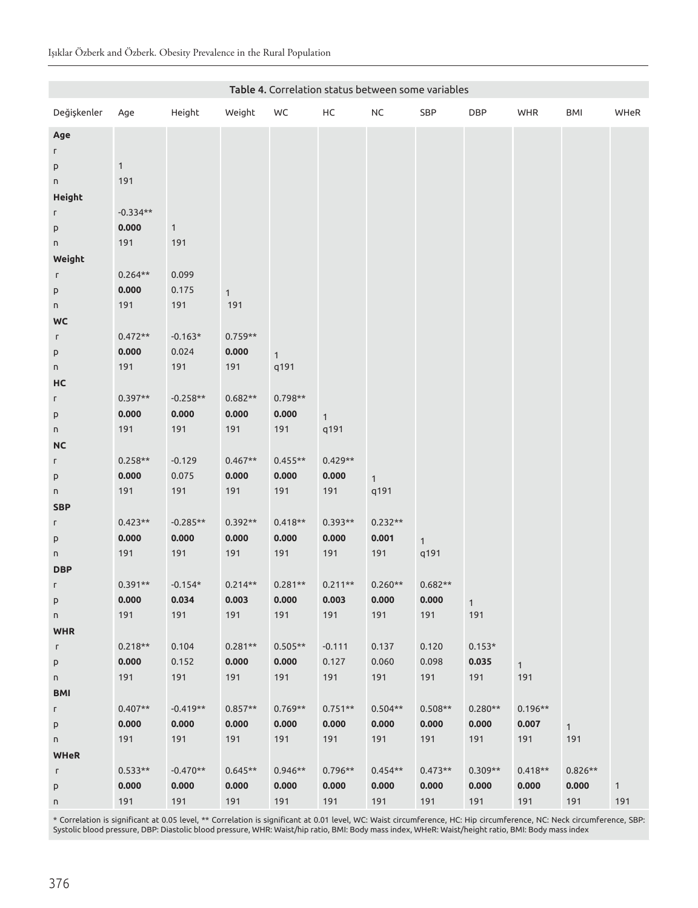**Table 4.** Correlation status between some variables

| Değişkenler | Age | Height | Weight | WC | HC | NC | SBP | DBP | WHR | BMI | WHeR |
|---|---|---|---|---|---|---|---|---|---|---|---|
| **Age** | | | | | | | | | | | |
| r | | | | | | | | | | | |
| p | 1 | | | | | | | | | | |
| n | 191 | | | | | | | | | | |
| **Height** | | | | | | | | | | | |
| r | -0.334** | | | | | | | | | | |
| p | **0.000** | 1 | | | | | | | | | |
| n | 191 | 191 | | | | | | | | | |
| **Weight** | | | | | | | | | | | |
| r | 0.264** | 0.099 | | | | | | | | | |
| p | **0.000** | 0.175 | 1 | | | | | | | | |
| n | 191 | 191 | 191 | | | | | | | | |
| **WC** | | | | | | | | | | | |
| r | 0.472** | -0.163* | 0.759** | | | | | | | | |
| p | **0.000** | 0.024 | **0.000** | 1 | | | | | | | |
| n | 191 | 191 | 191 | q191 | | | | | | | |
| **HC** | | | | | | | | | | | |
| r | 0.397** | -0.258** | 0.682** | 0.798** | | | | | | | |
| p | **0.000** | **0.000** | **0.000** | **0.000** | 1 | | | | | | |
| n | 191 | 191 | 191 | 191 | q191 | | | | | | |
| **NC** | | | | | | | | | | | |
| r | 0.258** | -0.129 | 0.467** | 0.455** | 0.429** | | | | | | |
| p | **0.000** | 0.075 | **0.000** | **0.000** | **0.000** | 1 | | | | | |
| n | 191 | 191 | 191 | 191 | 191 | q191 | | | | | |
| **SBP** | | | | | | | | | | | |
| r | 0.423** | -0.285** | 0.392** | 0.418** | 0.393** | 0.232** | | | | | |
| p | **0.000** | **0.000** | **0.000** | **0.000** | **0.000** | **0.001** | 1 | | | | |
| n | 191 | 191 | 191 | 191 | 191 | 191 | q191 | | | | |
| **DBP** | | | | | | | | | | | |
| r | 0.391** | -0.154* | 0.214** | 0.281** | 0.211** | 0.260** | 0.682** | | | | |
| p | **0.000** | **0.034** | **0.003** | **0.000** | **0.003** | **0.000** | **0.000** | 1 | | | |
| n | 191 | 191 | 191 | 191 | 191 | 191 | 191 | 191 | | | |
| **WHR** | | | | | | | | | | | |
| r | 0.218** | 0.104 | 0.281** | 0.505** | -0.111 | 0.137 | 0.120 | 0.153* | | | |
| p | **0.000** | 0.152 | **0.000** | **0.000** | 0.127 | 0.060 | 0.098 | **0.035** | 1 | | |
| n | 191 | 191 | 191 | 191 | 191 | 191 | 191 | 191 | 191 | | |
| **BMI** | | | | | | | | | | | |
| r | 0.407** | -0.419** | 0.857** | 0.769** | 0.751** | 0.504** | 0.508** | 0.280** | 0.196** | | |
| p | **0.000** | **0.000** | **0.000** | **0.000** | **0.000** | **0.000** | **0.000** | **0.000** | **0.007** | 1 | |
| n | 191 | 191 | 191 | 191 | 191 | 191 | 191 | 191 | 191 | 191 | |
| **WHeR** | | | | | | | | | | | |
| r | 0.533** | -0.470** | 0.645** | 0.946** | 0.796** | 0.454** | 0.473** | 0.309** | 0.418** | 0.826** | |
| p | **0.000** | **0.000** | **0.000** | **0.000** | **0.000** | **0.000** | **0.000** | **0.000** | **0.000** | **0.000** | 1 |
| n | 191 | 191 | 191 | 191 | 191 | 191 | 191 | 191 | 191 | 191 | 191 |

\* Correlation is significant at 0.05 level, ** Correlation is significant at 0.01 level, WC: Waist circumference, HC: Hip circumference, NC: Neck circumference, SBP: Systolic blood pressure, DBP: Diastolic blood pressure, WHR: Waist/hip ratio, BMI: Body mass index, WHeR: Waist/height ratio, BMI: Body mass index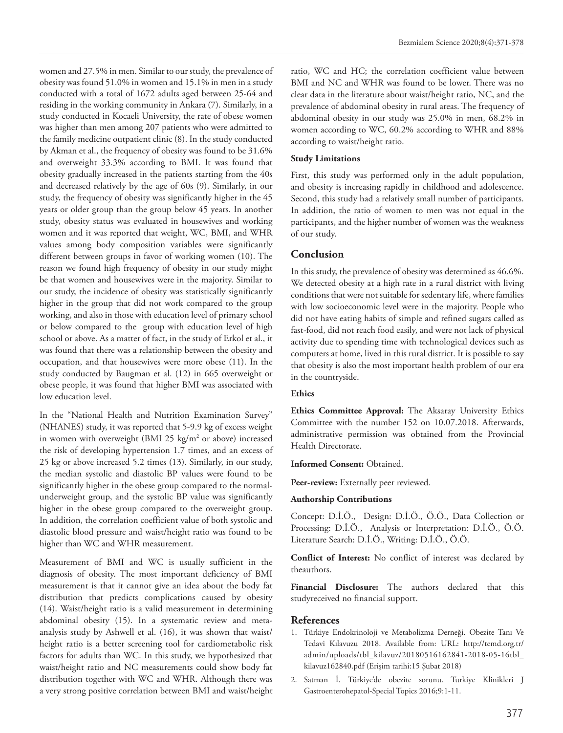women and 27.5% in men. Similar to our study, the prevalence of obesity was found 51.0% in women and 15.1% in men in a study conducted with a total of 1672 adults aged between 25-64 and residing in the working community in Ankara (7). Similarly, in a study conducted in Kocaeli University, the rate of obese women was higher than men among 207 patients who were admitted to the family medicine outpatient clinic (8). In the study conducted by Akman et al., the frequency of obesity was found to be 31.6% and overweight 33.3% according to BMI. It was found that obesity gradually increased in the patients starting from the 40s and decreased relatively by the age of 60s (9). Similarly, in our study, the frequency of obesity was significantly higher in the 45 years or older group than the group below 45 years. In another study, obesity status was evaluated in housewives and working women and it was reported that weight, WC, BMI, and WHR values among body composition variables were significantly different between groups in favor of working women (10). The reason we found high frequency of obesity in our study might be that women and housewives were in the majority. Similar to our study, the incidence of obesity was statistically significantly higher in the group that did not work compared to the group working, and also in those with education level of primary school or below compared to the group with education level of high school or above. As a matter of fact, in the study of Erkol et al., it was found that there was a relationship between the obesity and occupation, and that housewives were more obese (11). In the study conducted by Baugman et al. (12) in 665 overweight or obese people, it was found that higher BMI was associated with low education level.

In the "National Health and Nutrition Examination Survey" (NHANES) study, it was reported that 5-9.9 kg of excess weight in women with overweight (BMI 25 kg/m$^2$ or above) increased the risk of developing hypertension 1.7 times, and an excess of 25 kg or above increased 5.2 times (13). Similarly, in our study, the median systolic and diastolic BP values were found to be significantly higher in the obese group compared to the normal-underweight group, and the systolic BP value was significantly higher in the obese group compared to the overweight group. In addition, the correlation coefficient value of both systolic and diastolic blood pressure and waist/height ratio was found to be higher than WC and WHR measurement.

Measurement of BMI and WC is usually sufficient in the diagnosis of obesity. The most important deficiency of BMI measurement is that it cannot give an idea about the body fat distribution that predicts complications caused by obesity (14). Waist/height ratio is a valid measurement in determining abdominal obesity (15). In a systematic review and meta-analysis study by Ashwell et al. (16), it was shown that waist/height ratio is a better screening tool for cardiometabolic risk factors for adults than WC. In this study, we hypothesized that waist/height ratio and NC measurements could show body fat distribution together with WC and WHR. Although there was a very strong positive correlation between BMI and waist/height ratio, WC and HC; the correlation coefficient value between BMI and NC and WHR was found to be lower. There was no clear data in the literature about waist/height ratio, NC, and the prevalence of abdominal obesity in rural areas. The frequency of abdominal obesity in our study was 25.0% in men, 68.2% in women according to WC, 60.2% according to WHR and 88% according to waist/height ratio.

### Study Limitations

First, this study was performed only in the adult population, and obesity is increasing rapidly in childhood and adolescence. Second, this study had a relatively small number of participants. In addition, the ratio of women to men was not equal in the participants, and the higher number of women was the weakness of our study.

## Conclusion

In this study, the prevalence of obesity was determined as 46.6%. We detected obesity at a high rate in a rural district with living conditions that were not suitable for sedentary life, where families with low socioeconomic level were in the majority. People who did not have eating habits of simple and refined sugars called as fast-food, did not reach food easily, and were not lack of physical activity due to spending time with technological devices such as computers at home, lived in this rural district. It is possible to say that obesity is also the most important health problem of our era in the countryside.

### Ethics

**Ethics Committee Approval:** The Aksaray University Ethics Committee with the number 152 on 10.07.2018. Afterwards, administrative permission was obtained from the Provincial Health Directorate.

**Informed Consent:** Obtained.

**Peer-review:** Externally peer reviewed.

### Authorship Contributions

Concept: D.İ.Ö., Design: D.İ.Ö., Ö.Ö., Data Collection or Processing: D.İ.Ö., Analysis or Interpretation: D.İ.Ö., Ö.Ö. Literature Search: D.İ.Ö., Writing: D.İ.Ö., Ö.Ö.

**Conflict of Interest:** No conflict of interest was declared by theauthors.

**Financial Disclosure:** The authors declared that this studyreceived no financial support.

## References

1. Türkiye Endokrinoloji ve Metabolizma Derneği. Obezite Tanı Ve Tedavi Kılavuzu 2018. Available from: URL: http://temd.org.tr/admin/uploads/tbl_kilavuz/20180516162841-2018-05-16tbl_kilavuz162840.pdf (Erişim tarihi:15 Şubat 2018)
2. Satman İ. Türkiye'de obezite sorunu. Turkiye Klinikleri J Gastroenterohepatol-Special Topics 2016;9:1-11.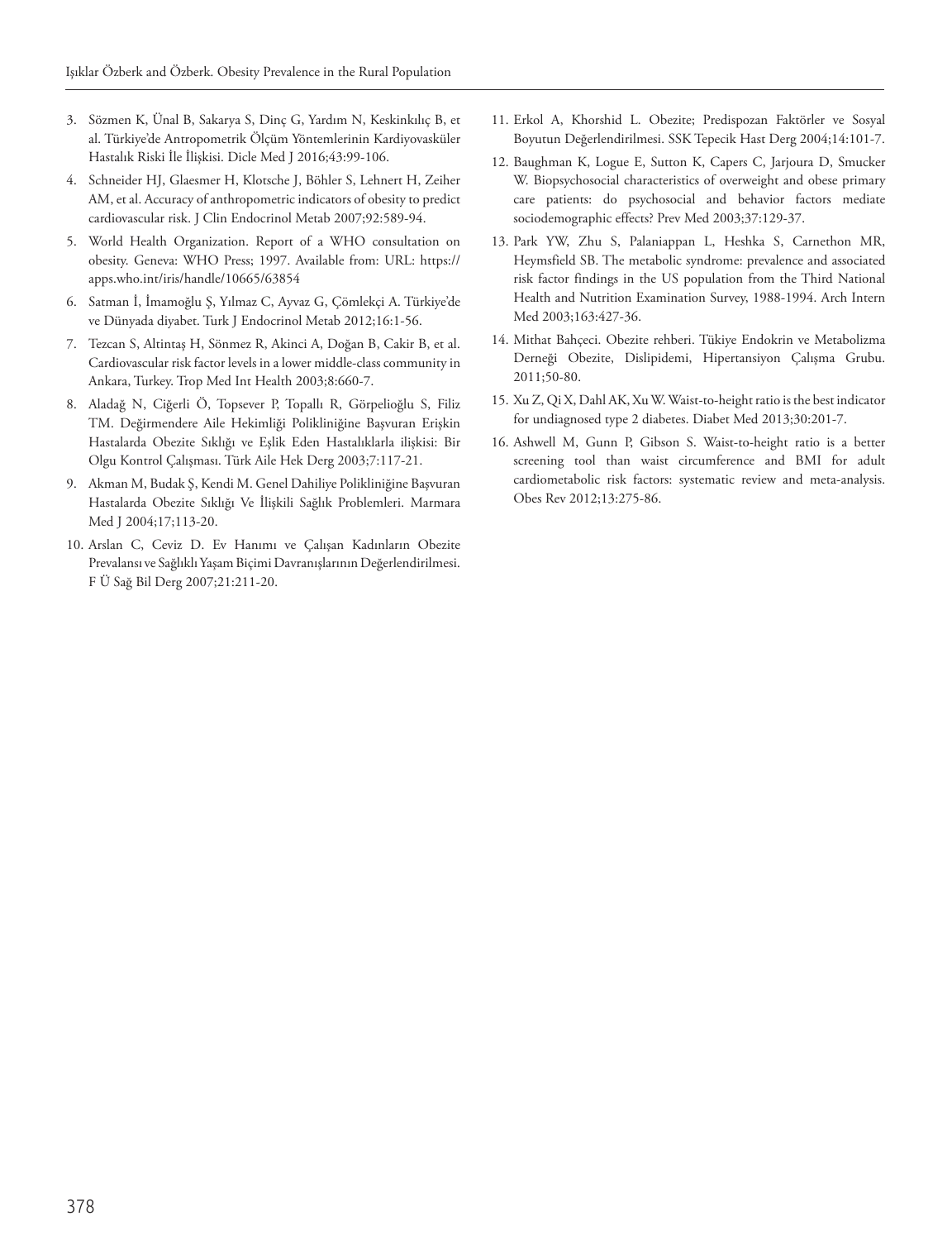3. Sözmen K, Ünal B, Sakarya S, Dinç G, Yardım N, Keskinkılıç B, et al. Türkiye'de Antropometrik Ölçüm Yöntemlerinin Kardiyovasküler Hastalık Riski İle İlişkisi. Dicle Med J 2016;43:99-106.
4. Schneider HJ, Glaesmer H, Klotsche J, Böhler S, Lehnert H, Zeiher AM, et al. Accuracy of anthropometric indicators of obesity to predict cardiovascular risk. J Clin Endocrinol Metab 2007;92:589-94.
5. World Health Organization. Report of a WHO consultation on obesity. Geneva: WHO Press; 1997. Available from: URL: https://apps.who.int/iris/handle/10665/63854
6. Satman İ, İmamoğlu Ş, Yılmaz C, Ayvaz G, Çömlekçi A. Türkiye'de ve Dünyada diyabet. Turk J Endocrinol Metab 2012;16:1-56.
7. Tezcan S, Altintaş H, Sönmez R, Akinci A, Doğan B, Cakir B, et al. Cardiovascular risk factor levels in a lower middle-class community in Ankara, Turkey. Trop Med Int Health 2003;8:660-7.
8. Aladağ N, Ciğerli Ö, Topsever P, Topallı R, Görpelioğlu S, Filiz TM. Değirmendere Aile Hekimliği Polikliniğine Başvuran Erişkin Hastalarda Obezite Sıklığı ve Eşlik Eden Hastalıklarla ilişkisi: Bir Olgu Kontrol Çalışması. Türk Aile Hek Derg 2003;7:117-21.
9. Akman M, Budak Ş, Kendi M. Genel Dahiliye Polikliniğine Başvuran Hastalarda Obezite Sıklığı Ve İlişkili Sağlık Problemleri. Marmara Med J 2004;17;113-20.
10. Arslan C, Ceviz D. Ev Hanımı ve Çalışan Kadınların Obezite Prevalansı ve Sağlıklı Yaşam Biçimi Davranışlarının Değerlendirilmesi. F Ü Sağ Bil Derg 2007;21:211-20.
11. Erkol A, Khorshid L. Obezite; Predispozan Faktörler ve Sosyal Boyutun Değerlendirilmesi. SSK Tepecik Hast Derg 2004;14:101-7.
12. Baughman K, Logue E, Sutton K, Capers C, Jarjoura D, Smucker W. Biopsychosocial characteristics of overweight and obese primary care patients: do psychosocial and behavior factors mediate sociodemographic effects? Prev Med 2003;37:129-37.
13. Park YW, Zhu S, Palaniappan L, Heshka S, Carnethon MR, Heymsfield SB. The metabolic syndrome: prevalence and associated risk factor findings in the US population from the Third National Health and Nutrition Examination Survey, 1988-1994. Arch Intern Med 2003;163:427-36.
14. Mithat Bahçeci. Obezite rehberi. Tükiye Endokrin ve Metabolizma Derneği Obezite, Dislipidemi, Hipertansiyon Çalışma Grubu. 2011;50-80.
15. Xu Z, Qi X, Dahl AK, Xu W. Waist-to-height ratio is the best indicator for undiagnosed type 2 diabetes. Diabet Med 2013;30:201-7.
16. Ashwell M, Gunn P, Gibson S. Waist-to-height ratio is a better screening tool than waist circumference and BMI for adult cardiometabolic risk factors: systematic review and meta-analysis. Obes Rev 2012;13:275-86.